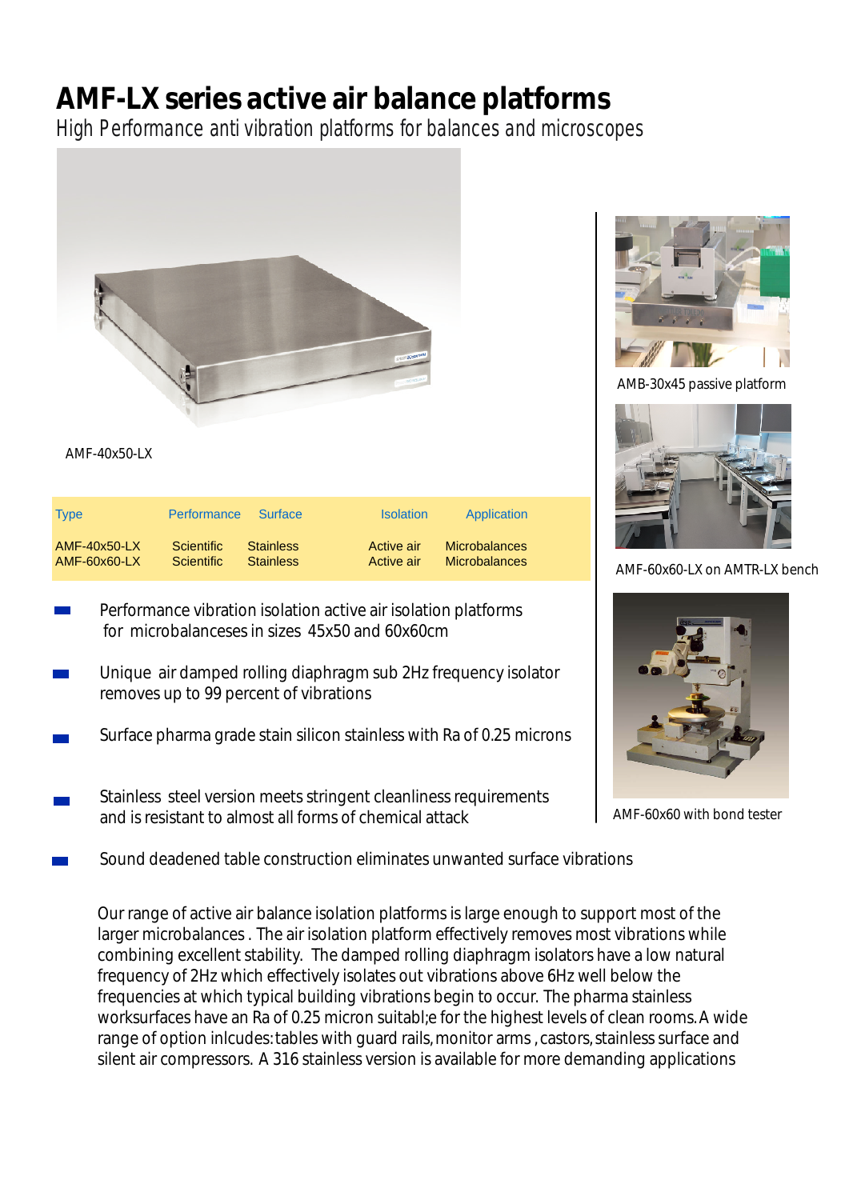# AMF-LX series active air balance platforms

*High Performance anti vibration platforms for balances and microscopes*

AMF-40x50-LX

| Type | Performance | Surface | Isolation | Application |
|---|---|---|---|---|
| AMF-40x50-LX | Scientific | Stainless | Active air | Microbalances |
| AMF-60x60-LX | Scientific | Stainless | Active air | Microbalances |

- Performance vibration isolation active air isolation platforms for microbalances in sizes 45x50 and 60x60cm
- Unique air damped rolling diaphragm sub 2Hz frequency isolator removes up to 99 percent of vibrations
- Surface pharma grade stain silicon stainless with Ra of 0.25 microns
- Stainless steel version meets stringent cleanliness requirements and is resistant to almost all forms of chemical attack
- Sound deadened table construction eliminates unwanted surface vibrations

AMB-30x45 passive platform

AMF-60x60-LX on AMTR-LX bench

AMF-60x60 with bond tester

Our range of active air balance isolation platforms is large enough to support most of the larger microbalances . The air isolation platform effectively removes most vibrations while combining excellent stability. The damped rolling diaphragm isolators have a low natural frequency of 2Hz which effectively isolates out vibrations above 6Hz well below the frequencies at which typical building vibrations begin to occur. The pharma stainless worksurfaces have an Ra of 0.25 micron suitabl;e for the highest levels of clean rooms. A wide range of option inlcudes: tables with guard rails, monitor arms , castors, stainless surface and silent air compressors. A 316 stainless version is available for more demanding applications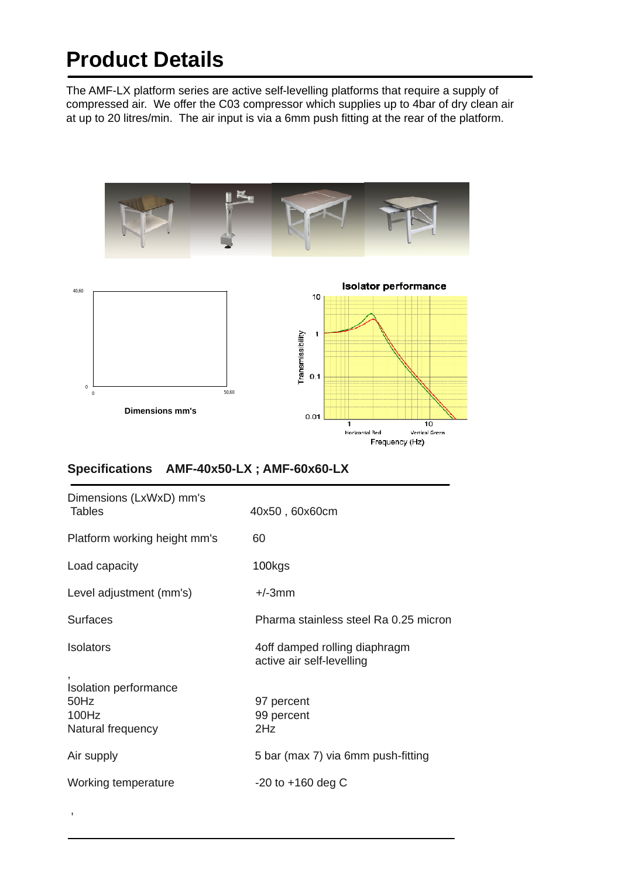# Product Details

The AMF-LX platform series are active self-levelling platforms that require a supply of compressed air. We offer the C03 compressor which supplies up to 4bar of dry clean air at up to 20 litres/min. The air input is via a 6mm push fitting at the rear of the platform.

40,60

0

0

50,60

Dimensions mm's

Isolator performance

10

1

0.1

0.01

Transmissibility

1

10

Horizontal Red

Vertical Green

Frequency (Hz)

## Specifications AMF-40x50-LX ; AMF-60x60-LX

| | |
|---|---|
| Dimensions (LxWxD) mm's<br>Tables | 40x50 , 60x60cm |
| Platform working height mm's | 60 |
| Load capacity | 100kgs |
| Level adjustment (mm's) | +/-3mm |
| Surfaces | Pharma stainless steel Ra 0.25 micron |
| Isolators | 4off damped rolling diaphragm<br>active air self-levelling |
| Isolation performance | |
| 50Hz | 97 percent |
| 100Hz | 99 percent |
| Natural frequency | 2Hz |
| Air supply | 5 bar (max 7) via 6mm push-fitting |
| Working temperature | -20 to +160 deg C |